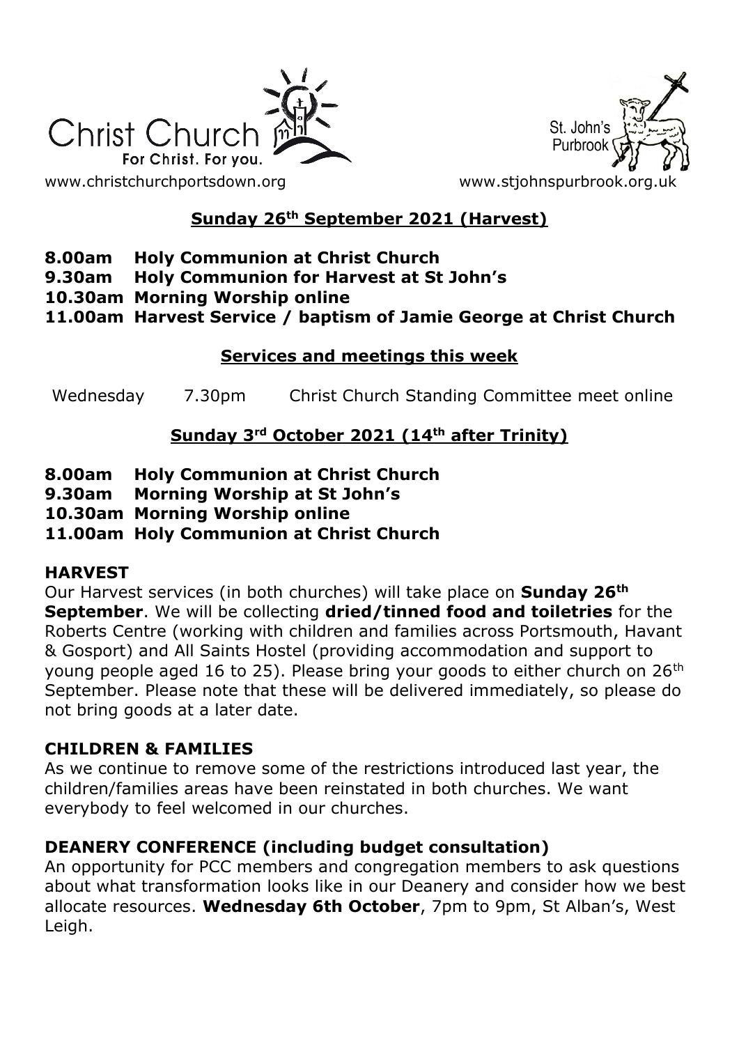Christ Church
For Christ. For you.

St. John's Purbrook

www.christchurchportsdown.org    www.stjohnspurbrook.org.uk

## Sunday 26th September 2021 (Harvest)

**8.00am Holy Communion at Christ Church**
**9.30am Holy Communion for Harvest at St John's**
**10.30am Morning Worship online**
**11.00am Harvest Service / baptism of Jamie George at Christ Church**

## Services and meetings this week

Wednesday 7.30pm Christ Church Standing Committee meet online

## Sunday 3rd October 2021 (14th after Trinity)

**8.00am Holy Communion at Christ Church**
**9.30am Morning Worship at St John's**
**10.30am Morning Worship online**
**11.00am Holy Communion at Christ Church**

### HARVEST

Our Harvest services (in both churches) will take place on **Sunday 26th September**. We will be collecting **dried/tinned food and toiletries** for the Roberts Centre (working with children and families across Portsmouth, Havant & Gosport) and All Saints Hostel (providing accommodation and support to young people aged 16 to 25). Please bring your goods to either church on 26th September. Please note that these will be delivered immediately, so please do not bring goods at a later date.

### CHILDREN & FAMILIES

As we continue to remove some of the restrictions introduced last year, the children/families areas have been reinstated in both churches. We want everybody to feel welcomed in our churches.

### DEANERY CONFERENCE (including budget consultation)

An opportunity for PCC members and congregation members to ask questions about what transformation looks like in our Deanery and consider how we best allocate resources. **Wednesday 6th October**, 7pm to 9pm, St Alban's, West Leigh.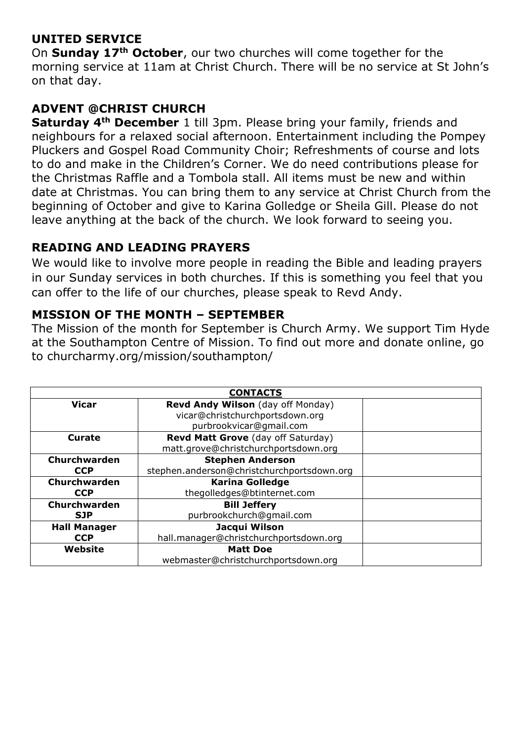## UNITED SERVICE

On **Sunday 17th October**, our two churches will come together for the morning service at 11am at Christ Church. There will be no service at St John's on that day.

## ADVENT @CHRIST CHURCH

**Saturday 4th December** 1 till 3pm. Please bring your family, friends and neighbours for a relaxed social afternoon. Entertainment including the Pompey Pluckers and Gospel Road Community Choir; Refreshments of course and lots to do and make in the Children's Corner. We do need contributions please for the Christmas Raffle and a Tombola stall. All items must be new and within date at Christmas. You can bring them to any service at Christ Church from the beginning of October and give to Karina Golledge or Sheila Gill. Please do not leave anything at the back of the church. We look forward to seeing you.

## READING AND LEADING PRAYERS

We would like to involve more people in reading the Bible and leading prayers in our Sunday services in both churches. If this is something you feel that you can offer to the life of our churches, please speak to Revd Andy.

## MISSION OF THE MONTH – SEPTEMBER

The Mission of the month for September is Church Army. We support Tim Hyde at the Southampton Centre of Mission. To find out more and donate online, go to churcharmy.org/mission/southampton/

| **CONTACTS** | | |
|---|---|---|
| **Vicar** | **Revd Andy Wilson** (day off Monday)<br>vicar@christchurchportsdown.org<br>purbrookvicar@gmail.com | |
| **Curate** | **Revd Matt Grove** (day off Saturday)<br>matt.grove@christchurchportsdown.org | |
| **Churchwarden CCP** | **Stephen Anderson**<br>stephen.anderson@christchurchportsdown.org | |
| **Churchwarden CCP** | **Karina Golledge**<br>thegolledges@btinternet.com | |
| **Churchwarden SJP** | **Bill Jeffery**<br>purbrookchurch@gmail.com | |
| **Hall Manager CCP** | **Jacqui Wilson**<br>hall.manager@christchurchportsdown.org | |
| **Website** | **Matt Doe**<br>webmaster@christchurchportsdown.org | |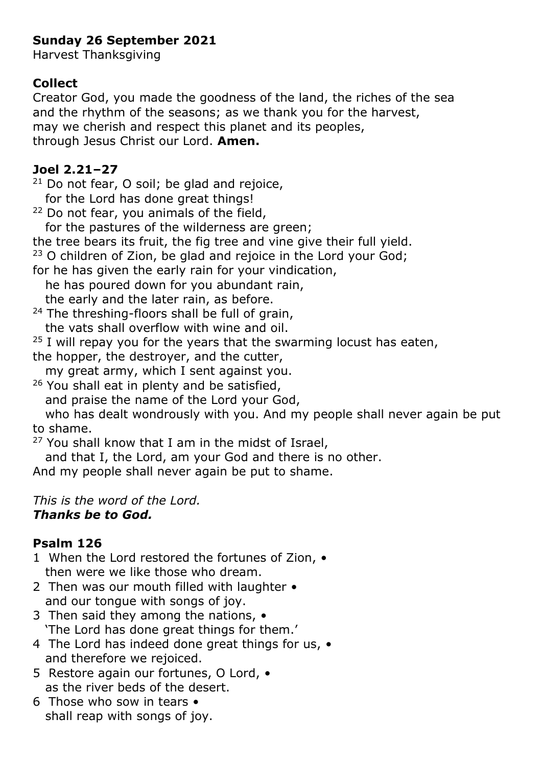**Sunday 26 September 2021**
Harvest Thanksgiving

**Collect**
Creator God, you made the goodness of the land, the riches of the sea
and the rhythm of the seasons; as we thank you for the harvest,
may we cherish and respect this planet and its peoples,
through Jesus Christ our Lord. **Amen.**

**Joel 2.21–27**
[21] Do not fear, O soil; be glad and rejoice,
for the Lord has done great things!
[22] Do not fear, you animals of the field,
for the pastures of the wilderness are green;
the tree bears its fruit, the fig tree and vine give their full yield.
[23] O children of Zion, be glad and rejoice in the Lord your God;
for he has given the early rain for your vindication,
he has poured down for you abundant rain,
the early and the later rain, as before.
[24] The threshing-floors shall be full of grain,
the vats shall overflow with wine and oil.
[25] I will repay you for the years that the swarming locust has eaten,
the hopper, the destroyer, and the cutter,
my great army, which I sent against you.
[26] You shall eat in plenty and be satisfied,
and praise the name of the Lord your God,
who has dealt wondrously with you. And my people shall never again be put to shame.
[27] You shall know that I am in the midst of Israel,
and that I, the Lord, am your God and there is no other.
And my people shall never again be put to shame.

*This is the word of the Lord.*
***Thanks be to God.***

**Psalm 126**
1 When the Lord restored the fortunes of Zion, •
then were we like those who dream.
2 Then was our mouth filled with laughter •
and our tongue with songs of joy.
3 Then said they among the nations, •
'The Lord has done great things for them.'
4 The Lord has indeed done great things for us, •
and therefore we rejoiced.
5 Restore again our fortunes, O Lord, •
as the river beds of the desert.
6 Those who sow in tears •
shall reap with songs of joy.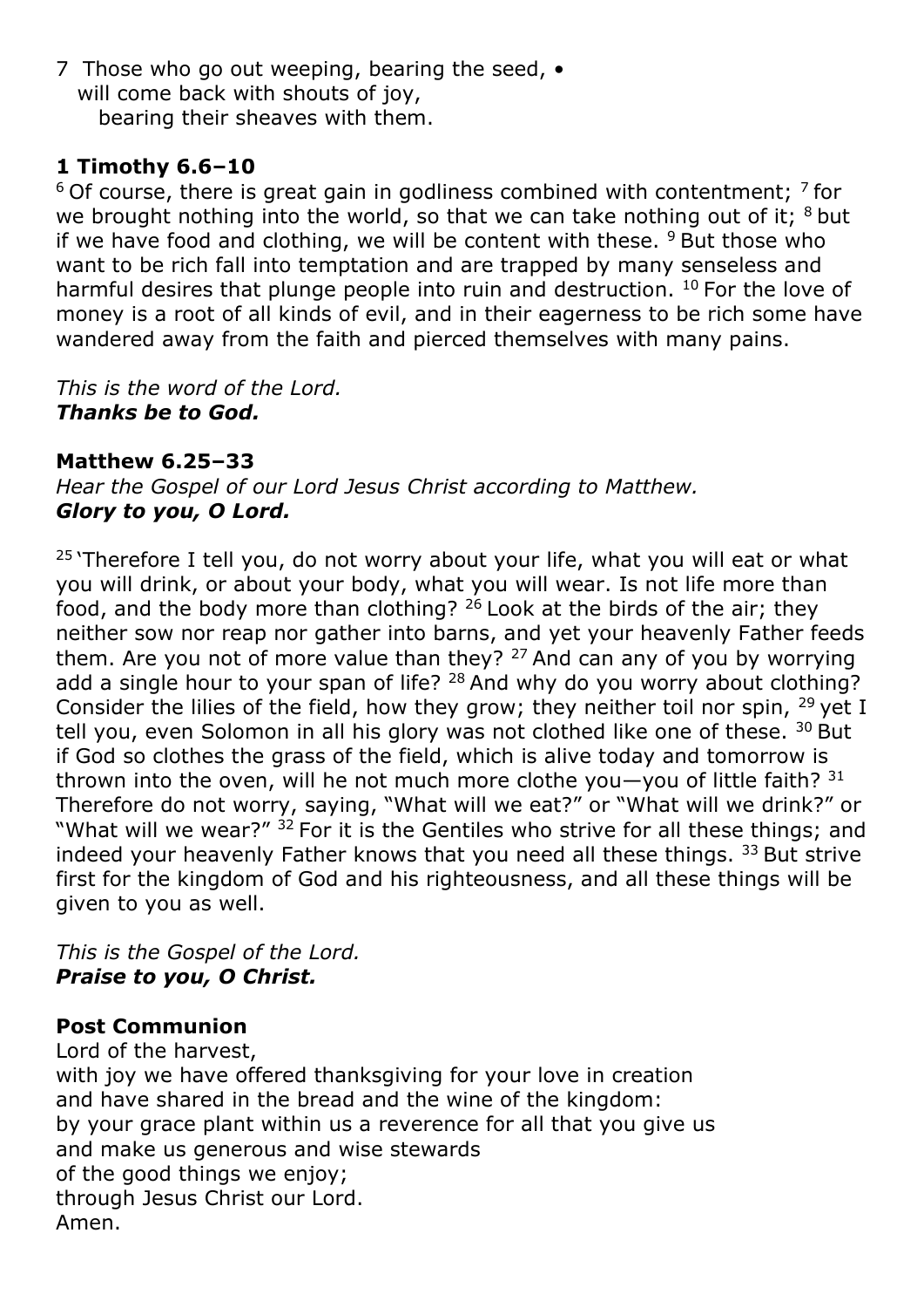7  Those who go out weeping, bearing the seed, •
   will come back with shouts of joy,
      bearing their sheaves with them.

**1 Timothy 6.6–10**

[6] Of course, there is great gain in godliness combined with contentment; [7] for we brought nothing into the world, so that we can take nothing out of it; [8] but if we have food and clothing, we will be content with these. [9] But those who want to be rich fall into temptation and are trapped by many senseless and harmful desires that plunge people into ruin and destruction. [10] For the love of money is a root of all kinds of evil, and in their eagerness to be rich some have wandered away from the faith and pierced themselves with many pains.

*This is the word of the Lord.*
***Thanks be to God.***

**Matthew 6.25–33**

*Hear the Gospel of our Lord Jesus Christ according to Matthew.*
***Glory to you, O Lord.***

[25] 'Therefore I tell you, do not worry about your life, what you will eat or what you will drink, or about your body, what you will wear. Is not life more than food, and the body more than clothing? [26] Look at the birds of the air; they neither sow nor reap nor gather into barns, and yet your heavenly Father feeds them. Are you not of more value than they? [27] And can any of you by worrying add a single hour to your span of life? [28] And why do you worry about clothing? Consider the lilies of the field, how they grow; they neither toil nor spin, [29] yet I tell you, even Solomon in all his glory was not clothed like one of these. [30] But if God so clothes the grass of the field, which is alive today and tomorrow is thrown into the oven, will he not much more clothe you—you of little faith? [31] Therefore do not worry, saying, "What will we eat?" or "What will we drink?" or "What will we wear?" [32] For it is the Gentiles who strive for all these things; and indeed your heavenly Father knows that you need all these things. [33] But strive first for the kingdom of God and his righteousness, and all these things will be given to you as well.

*This is the Gospel of the Lord.*
***Praise to you, O Christ.***

**Post Communion**

Lord of the harvest,
with joy we have offered thanksgiving for your love in creation
and have shared in the bread and the wine of the kingdom:
by your grace plant within us a reverence for all that you give us
and make us generous and wise stewards
of the good things we enjoy;
through Jesus Christ our Lord.
Amen.